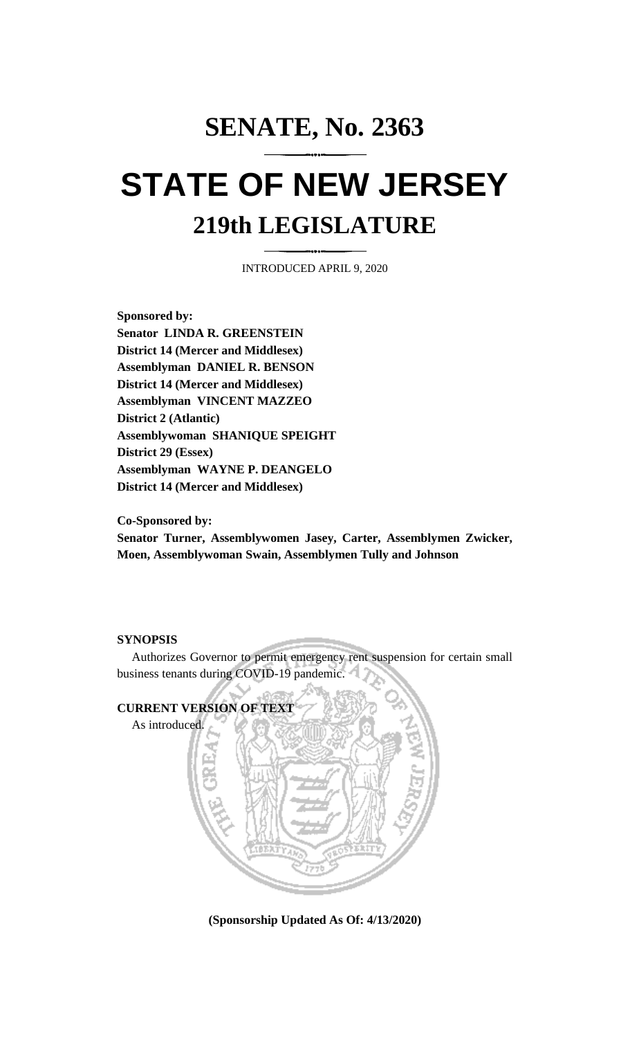# SENATE, No. 2363

# STATE OF NEW JERSEY

## 219th LEGISLATURE

INTRODUCED APRIL 9, 2020

**Sponsored by:**
**Senator LINDA R. GREENSTEIN**
**District 14 (Mercer and Middlesex)**
**Assemblyman DANIEL R. BENSON**
**District 14 (Mercer and Middlesex)**
**Assemblyman VINCENT MAZZEO**
**District 2 (Atlantic)**
**Assemblywoman SHANIQUE SPEIGHT**
**District 29 (Essex)**
**Assemblyman WAYNE P. DEANGELO**
**District 14 (Mercer and Middlesex)**

**Co-Sponsored by:**
**Senator Turner, Assemblywomen Jasey, Carter, Assemblymen Zwicker, Moen, Assemblywoman Swain, Assemblymen Tully and Johnson**

**SYNOPSIS**

Authorizes Governor to permit emergency rent suspension for certain small business tenants during COVID-19 pandemic.

**CURRENT VERSION OF TEXT**

As introduced.

**(Sponsorship Updated As Of: 4/13/2020)**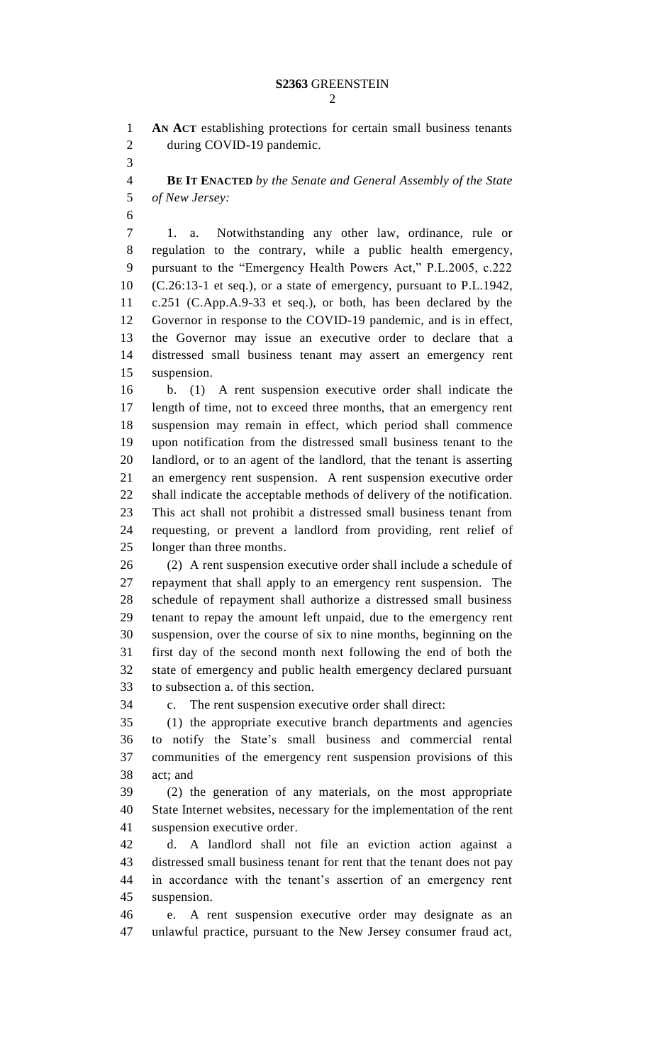**AN ACT** establishing protections for certain small business tenants during COVID-19 pandemic.

**BE IT ENACTED** *by the Senate and General Assembly of the State of New Jersey:*

1. a. Notwithstanding any other law, ordinance, rule or regulation to the contrary, while a public health emergency, pursuant to the "Emergency Health Powers Act," P.L.2005, c.222 (C.26:13-1 et seq.), or a state of emergency, pursuant to P.L.1942, c.251 (C.App.A.9-33 et seq.), or both, has been declared by the Governor in response to the COVID-19 pandemic, and is in effect, the Governor may issue an executive order to declare that a distressed small business tenant may assert an emergency rent suspension.

b. (1) A rent suspension executive order shall indicate the length of time, not to exceed three months, that an emergency rent suspension may remain in effect, which period shall commence upon notification from the distressed small business tenant to the landlord, or to an agent of the landlord, that the tenant is asserting an emergency rent suspension. A rent suspension executive order shall indicate the acceptable methods of delivery of the notification. This act shall not prohibit a distressed small business tenant from requesting, or prevent a landlord from providing, rent relief of longer than three months.

(2) A rent suspension executive order shall include a schedule of repayment that shall apply to an emergency rent suspension. The schedule of repayment shall authorize a distressed small business tenant to repay the amount left unpaid, due to the emergency rent suspension, over the course of six to nine months, beginning on the first day of the second month next following the end of both the state of emergency and public health emergency declared pursuant to subsection a. of this section.

c. The rent suspension executive order shall direct:

(1) the appropriate executive branch departments and agencies to notify the State's small business and commercial rental communities of the emergency rent suspension provisions of this act; and

(2) the generation of any materials, on the most appropriate State Internet websites, necessary for the implementation of the rent suspension executive order.

d. A landlord shall not file an eviction action against a distressed small business tenant for rent that the tenant does not pay in accordance with the tenant's assertion of an emergency rent suspension.

e. A rent suspension executive order may designate as an unlawful practice, pursuant to the New Jersey consumer fraud act,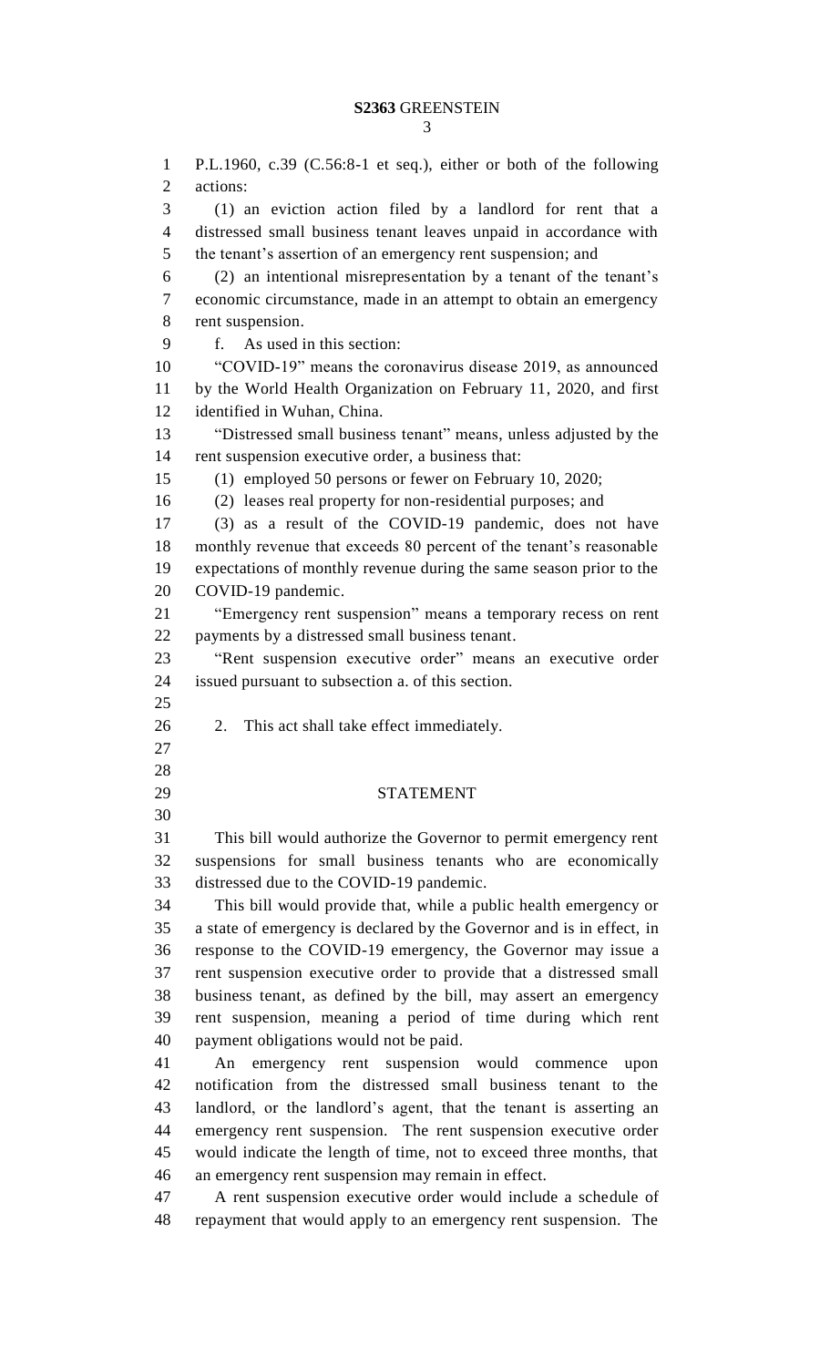P.L.1960, c.39 (C.56:8-1 et seq.), either or both of the following actions:

(1) an eviction action filed by a landlord for rent that a distressed small business tenant leaves unpaid in accordance with the tenant's assertion of an emergency rent suspension; and

(2) an intentional misrepresentation by a tenant of the tenant's economic circumstance, made in an attempt to obtain an emergency rent suspension.

f. As used in this section:

"COVID-19" means the coronavirus disease 2019, as announced by the World Health Organization on February 11, 2020, and first identified in Wuhan, China.

"Distressed small business tenant" means, unless adjusted by the rent suspension executive order, a business that:

(1) employed 50 persons or fewer on February 10, 2020;

(2) leases real property for non-residential purposes; and

(3) as a result of the COVID-19 pandemic, does not have monthly revenue that exceeds 80 percent of the tenant's reasonable expectations of monthly revenue during the same season prior to the COVID-19 pandemic.

"Emergency rent suspension" means a temporary recess on rent payments by a distressed small business tenant.

"Rent suspension executive order" means an executive order issued pursuant to subsection a. of this section.

2. This act shall take effect immediately.

## STATEMENT

This bill would authorize the Governor to permit emergency rent suspensions for small business tenants who are economically distressed due to the COVID-19 pandemic.

This bill would provide that, while a public health emergency or a state of emergency is declared by the Governor and is in effect, in response to the COVID-19 emergency, the Governor may issue a rent suspension executive order to provide that a distressed small business tenant, as defined by the bill, may assert an emergency rent suspension, meaning a period of time during which rent payment obligations would not be paid.

An emergency rent suspension would commence upon notification from the distressed small business tenant to the landlord, or the landlord's agent, that the tenant is asserting an emergency rent suspension. The rent suspension executive order would indicate the length of time, not to exceed three months, that an emergency rent suspension may remain in effect.

A rent suspension executive order would include a schedule of repayment that would apply to an emergency rent suspension. The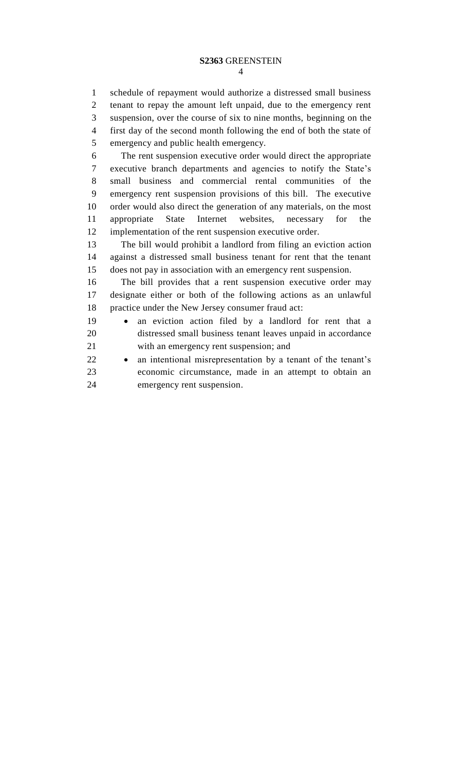schedule of repayment would authorize a distressed small business tenant to repay the amount left unpaid, due to the emergency rent suspension, over the course of six to nine months, beginning on the first day of the second month following the end of both the state of emergency and public health emergency.

The rent suspension executive order would direct the appropriate executive branch departments and agencies to notify the State's small business and commercial rental communities of the emergency rent suspension provisions of this bill. The executive order would also direct the generation of any materials, on the most appropriate State Internet websites, necessary for the implementation of the rent suspension executive order.

The bill would prohibit a landlord from filing an eviction action against a distressed small business tenant for rent that the tenant does not pay in association with an emergency rent suspension.

The bill provides that a rent suspension executive order may designate either or both of the following actions as an unlawful practice under the New Jersey consumer fraud act:

- an eviction action filed by a landlord for rent that a distressed small business tenant leaves unpaid in accordance with an emergency rent suspension; and
- an intentional misrepresentation by a tenant of the tenant's economic circumstance, made in an attempt to obtain an emergency rent suspension.